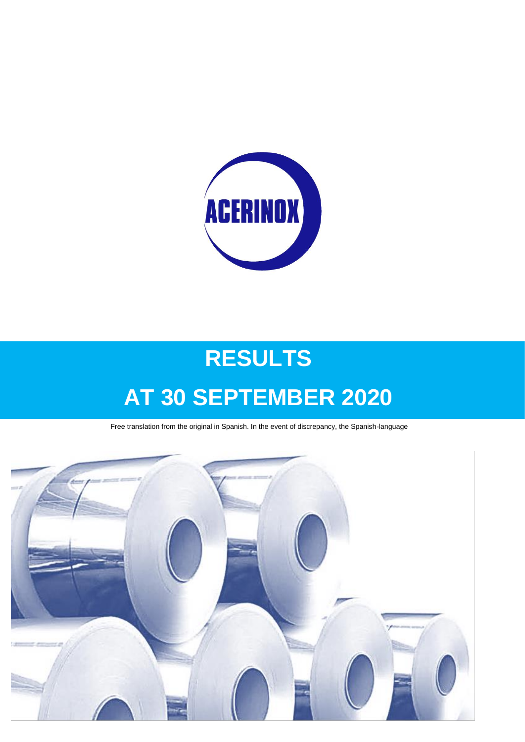ACERINOX

# RESULTS

# AT 30 SEPTEMBER 2020

Free translation from the original in Spanish. In the event of discrepancy, the Spanish-language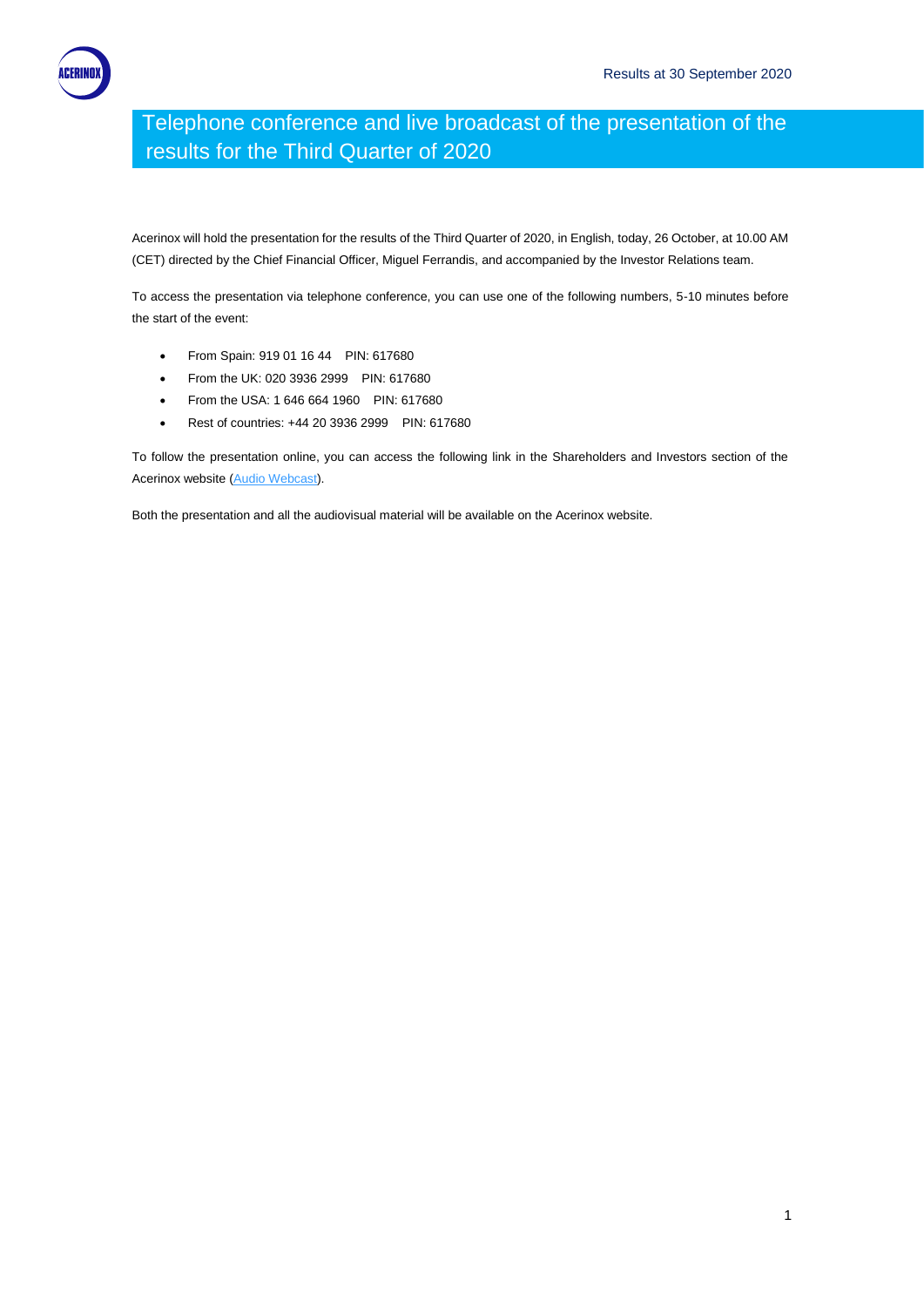# Telephone conference and live broadcast of the presentation of the results for the Third Quarter of 2020

Acerinox will hold the presentation for the results of the Third Quarter of 2020, in English, today, 26 October, at 10.00 AM (CET) directed by the Chief Financial Officer, Miguel Ferrandis, and accompanied by the Investor Relations team.

To access the presentation via telephone conference, you can use one of the following numbers, 5-10 minutes before the start of the event:

- From Spain: 919 01 16 44 PIN: 617680
- From the UK: 020 3936 2999 PIN: 617680
- From the USA: 1 646 664 1960 PIN: 617680
- Rest of countries: +44 20 3936 2999 PIN: 617680

To follow the presentation online, you can access the following link in the Shareholders and Investors section of the Acerinox website (Audio Webcast).

Both the presentation and all the audiovisual material will be available on the Acerinox website.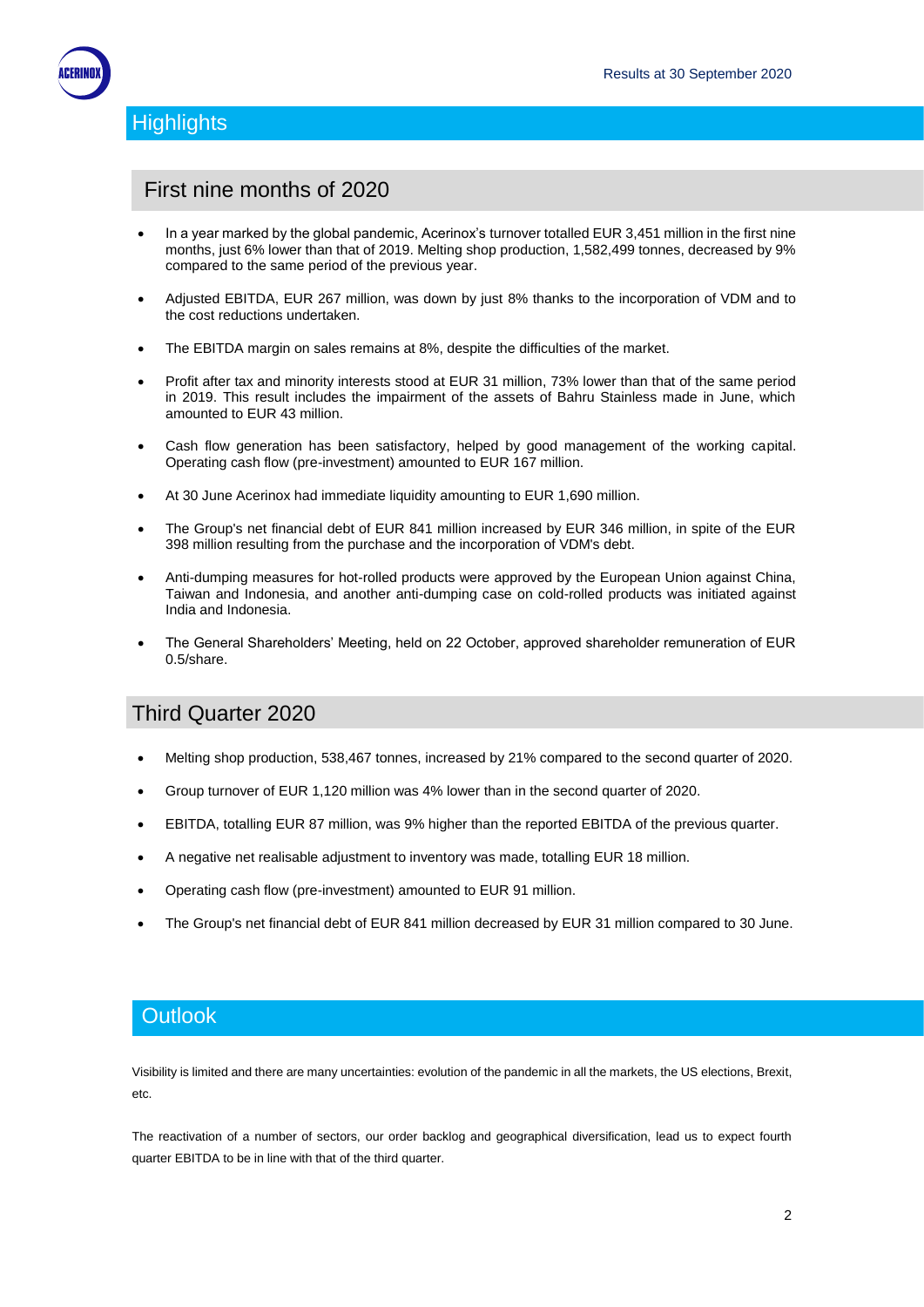## Highlights

### First nine months of 2020

- In a year marked by the global pandemic, Acerinox's turnover totalled EUR 3,451 million in the first nine months, just 6% lower than that of 2019. Melting shop production, 1,582,499 tonnes, decreased by 9% compared to the same period of the previous year.
- Adjusted EBITDA, EUR 267 million, was down by just 8% thanks to the incorporation of VDM and to the cost reductions undertaken.
- The EBITDA margin on sales remains at 8%, despite the difficulties of the market.
- Profit after tax and minority interests stood at EUR 31 million, 73% lower than that of the same period in 2019. This result includes the impairment of the assets of Bahru Stainless made in June, which amounted to EUR 43 million.
- Cash flow generation has been satisfactory, helped by good management of the working capital. Operating cash flow (pre-investment) amounted to EUR 167 million.
- At 30 June Acerinox had immediate liquidity amounting to EUR 1,690 million.
- The Group's net financial debt of EUR 841 million increased by EUR 346 million, in spite of the EUR 398 million resulting from the purchase and the incorporation of VDM's debt.
- Anti-dumping measures for hot-rolled products were approved by the European Union against China, Taiwan and Indonesia, and another anti-dumping case on cold-rolled products was initiated against India and Indonesia.
- The General Shareholders' Meeting, held on 22 October, approved shareholder remuneration of EUR 0.5/share.

### Third Quarter 2020

- Melting shop production, 538,467 tonnes, increased by 21% compared to the second quarter of 2020.
- Group turnover of EUR 1,120 million was 4% lower than in the second quarter of 2020.
- EBITDA, totalling EUR 87 million, was 9% higher than the reported EBITDA of the previous quarter.
- A negative net realisable adjustment to inventory was made, totalling EUR 18 million.
- Operating cash flow (pre-investment) amounted to EUR 91 million.
- The Group's net financial debt of EUR 841 million decreased by EUR 31 million compared to 30 June.

## Outlook

Visibility is limited and there are many uncertainties: evolution of the pandemic in all the markets, the US elections, Brexit, etc.

The reactivation of a number of sectors, our order backlog and geographical diversification, lead us to expect fourth quarter EBITDA to be in line with that of the third quarter.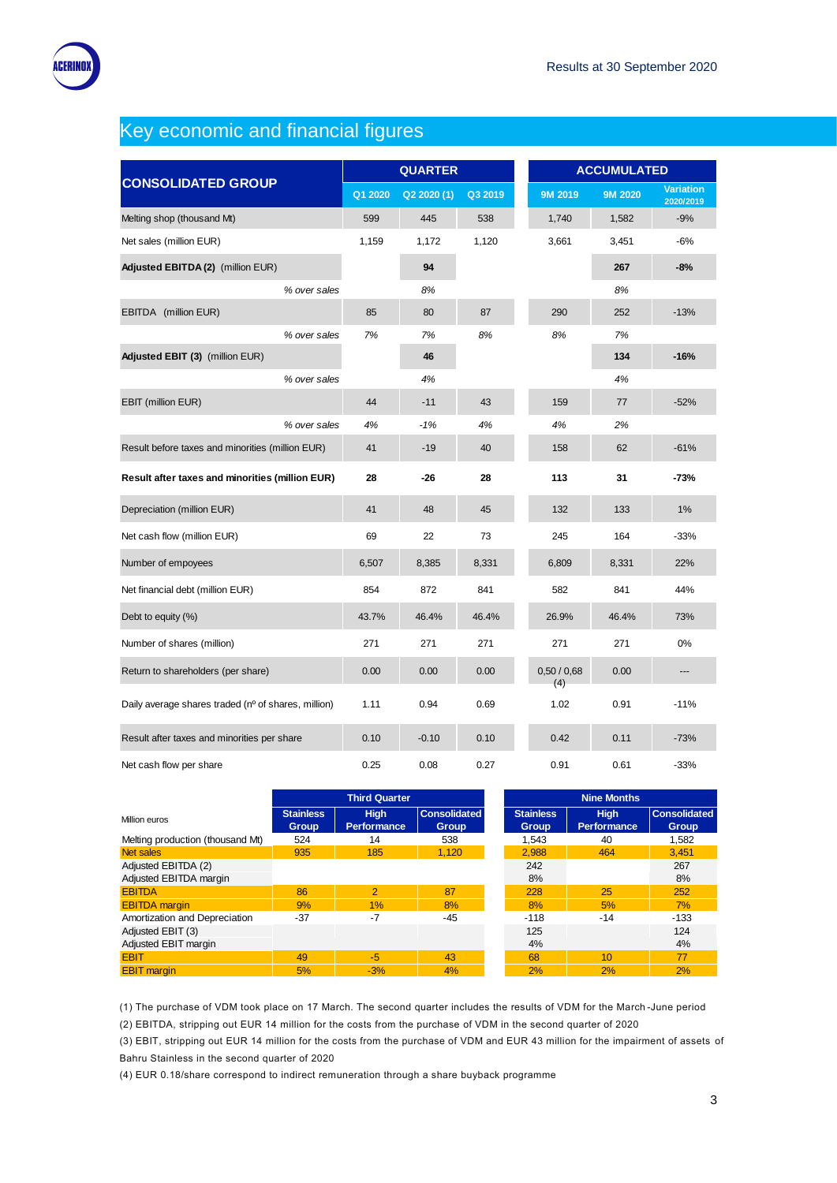## Key economic and financial figures

| CONSOLIDATED GROUP | QUARTER | | | ACCUMULATED | | |
|---|---|---|---|---|---|---|
| | Q1 2020 | Q2 2020 (1) | Q3 2019 | 9M 2019 | 9M 2020 | Variation 2020/2019 |
| Melting shop (thousand Mt) | 599 | 445 | 538 | 1,740 | 1,582 | -9% |
| Net sales (million EUR) | 1,159 | 1,172 | 1,120 | 3,661 | 3,451 | -6% |
| **Adjusted EBITDA (2)** (million EUR) | | **94** | | | **267** | **-8%** |
| *% over sales* | | *8%* | | | *8%* | |
| EBITDA (million EUR) | 85 | 80 | 87 | 290 | 252 | -13% |
| *% over sales* | *7%* | *7%* | *8%* | *8%* | *7%* | |
| **Adjusted EBIT (3)** (million EUR) | | **46** | | | **134** | **-16%** |
| *% over sales* | | *4%* | | | *4%* | |
| EBIT (million EUR) | 44 | -11 | 43 | 159 | 77 | -52% |
| *% over sales* | *4%* | *-1%* | *4%* | *4%* | *2%* | |
| Result before taxes and minorities (million EUR) | 41 | -19 | 40 | 158 | 62 | -61% |
| **Result after taxes and minorities (million EUR)** | **28** | **-26** | **28** | **113** | **31** | **-73%** |
| Depreciation (million EUR) | 41 | 48 | 45 | 132 | 133 | 1% |
| Net cash flow (million EUR) | 69 | 22 | 73 | 245 | 164 | -33% |
| Number of empoyees | 6,507 | 8,385 | 8,331 | 6,809 | 8,331 | 22% |
| Net financial debt (million EUR) | 854 | 872 | 841 | 582 | 841 | 44% |
| Debt to equity (%) | 43.7% | 46.4% | 46.4% | 26.9% | 46.4% | 73% |
| Number of shares (million) | 271 | 271 | 271 | 271 | 271 | 0% |
| Return to shareholders (per share) | 0.00 | 0.00 | 0.00 | 0,50 / 0,68 (4) | 0.00 | --- |
| Daily average shares traded (nº of shares, million) | 1.11 | 0.94 | 0.69 | 1.02 | 0.91 | -11% |
| Result after taxes and minorities per share | 0.10 | -0.10 | 0.10 | 0.42 | 0.11 | -73% |
| Net cash flow per share | 0.25 | 0.08 | 0.27 | 0.91 | 0.61 | -33% |

| Million euros | Third Quarter | | | Nine Months | | |
|---|---|---|---|---|---|---|
| | Stainless Group | High Performance | Consolidated Group | Stainless Group | High Performance | Consolidated Group |
| Melting production (thousand Mt) | 524 | 14 | 538 | 1,543 | 40 | 1,582 |
| Net sales | 935 | 185 | 1,120 | 2,988 | 464 | 3,451 |
| Adjusted EBITDA (2) | | | | 242 | | 267 |
| Adjusted EBITDA margin | | | | 8% | | 8% |
| EBITDA | 86 | 2 | 87 | 228 | 25 | 252 |
| EBITDA margin | 9% | 1% | 8% | 8% | 5% | 7% |
| Amortization and Depreciation | -37 | -7 | -45 | -118 | -14 | -133 |
| Adjusted EBIT (3) | | | | 125 | | 124 |
| Adjusted EBIT margin | | | | 4% | | 4% |
| EBIT | 49 | -5 | 43 | 68 | 10 | 77 |
| EBIT margin | 5% | -3% | 4% | 2% | 2% | 2% |

(1) The purchase of VDM took place on 17 March. The second quarter includes the results of VDM for the March-June period

(2) EBITDA, stripping out EUR 14 million for the costs from the purchase of VDM in the second quarter of 2020

(3) EBIT, stripping out EUR 14 million for the costs from the purchase of VDM and EUR 43 million for the impairment of assets of Bahru Stainless in the second quarter of 2020

(4) EUR 0.18/share correspond to indirect remuneration through a share buyback programme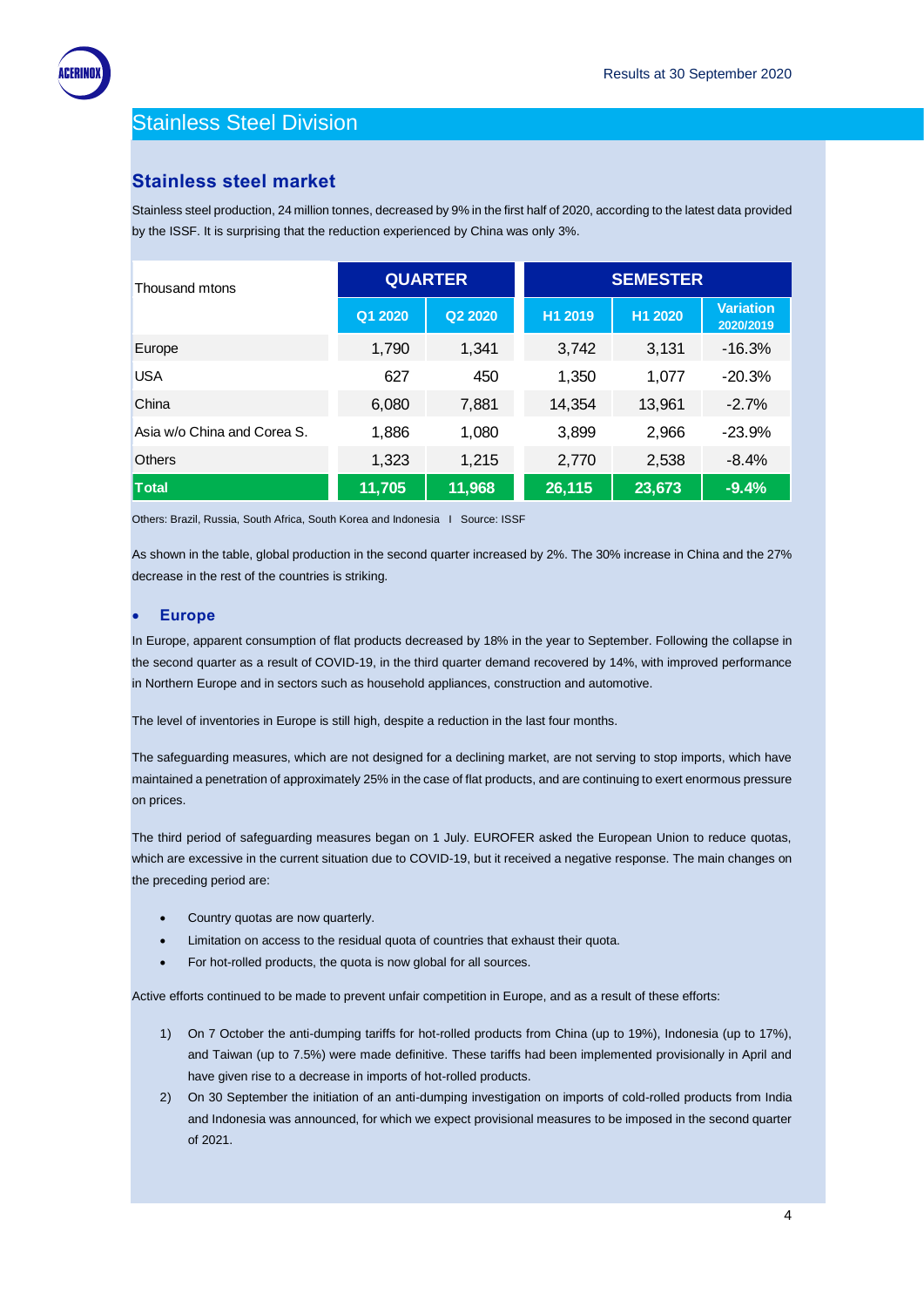## Stainless Steel Division

### Stainless steel market

Stainless steel production, 24 million tonnes, decreased by 9% in the first half of 2020, according to the latest data provided by the ISSF. It is surprising that the reduction experienced by China was only 3%.

| Thousand mtons | QUARTER | | SEMESTER | | |
|---|---|---|---|---|---|
| | Q1 2020 | Q2 2020 | H1 2019 | H1 2020 | Variation 2020/2019 |
| Europe | 1,790 | 1,341 | 3,742 | 3,131 | -16.3% |
| USA | 627 | 450 | 1,350 | 1,077 | -20.3% |
| China | 6,080 | 7,881 | 14,354 | 13,961 | -2.7% |
| Asia w/o China and Corea S. | 1,886 | 1,080 | 3,899 | 2,966 | -23.9% |
| Others | 1,323 | 1,215 | 2,770 | 2,538 | -8.4% |
| **Total** | **11,705** | **11,968** | **26,115** | **23,673** | **-9.4%** |

Others: Brazil, Russia, South Africa, South Korea and Indonesia I Source: ISSF

As shown in the table, global production in the second quarter increased by 2%. The 30% increase in China and the 27% decrease in the rest of the countries is striking.

- **Europe**

In Europe, apparent consumption of flat products decreased by 18% in the year to September. Following the collapse in the second quarter as a result of COVID-19, in the third quarter demand recovered by 14%, with improved performance in Northern Europe and in sectors such as household appliances, construction and automotive.

The level of inventories in Europe is still high, despite a reduction in the last four months.

The safeguarding measures, which are not designed for a declining market, are not serving to stop imports, which have maintained a penetration of approximately 25% in the case of flat products, and are continuing to exert enormous pressure on prices.

The third period of safeguarding measures began on 1 July. EUROFER asked the European Union to reduce quotas, which are excessive in the current situation due to COVID-19, but it received a negative response. The main changes on the preceding period are:

- Country quotas are now quarterly.
- Limitation on access to the residual quota of countries that exhaust their quota.
- For hot-rolled products, the quota is now global for all sources.

Active efforts continued to be made to prevent unfair competition in Europe, and as a result of these efforts:

1) On 7 October the anti-dumping tariffs for hot-rolled products from China (up to 19%), Indonesia (up to 17%), and Taiwan (up to 7.5%) were made definitive. These tariffs had been implemented provisionally in April and have given rise to a decrease in imports of hot-rolled products.
2) On 30 September the initiation of an anti-dumping investigation on imports of cold-rolled products from India and Indonesia was announced, for which we expect provisional measures to be imposed in the second quarter of 2021.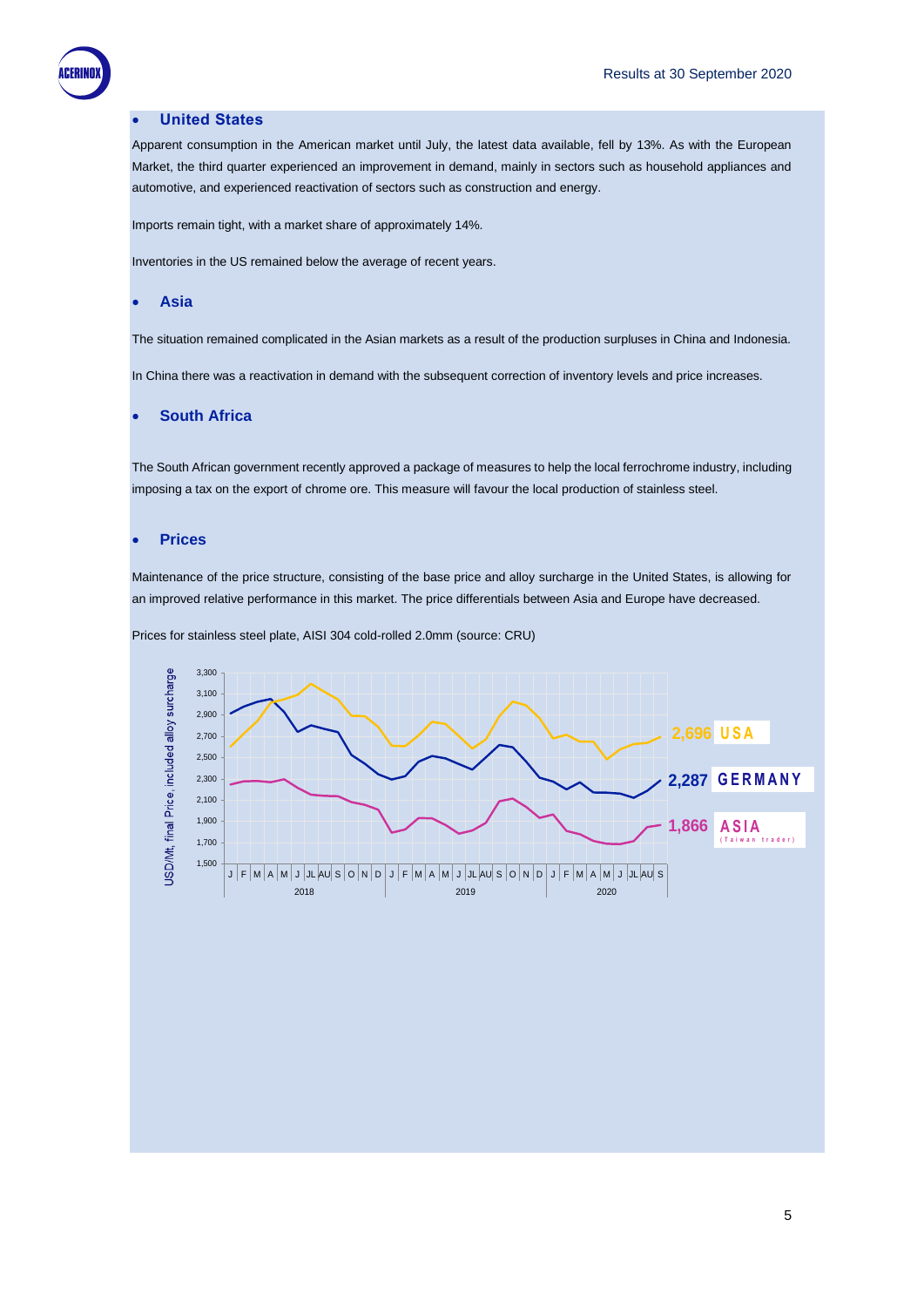- **United States**

Apparent consumption in the American market until July, the latest data available, fell by 13%. As with the European Market, the third quarter experienced an improvement in demand, mainly in sectors such as household appliances and automotive, and experienced reactivation of sectors such as construction and energy.

Imports remain tight, with a market share of approximately 14%.

Inventories in the US remained below the average of recent years.

- **Asia**

The situation remained complicated in the Asian markets as a result of the production surpluses in China and Indonesia.

In China there was a reactivation in demand with the subsequent correction of inventory levels and price increases.

- **South Africa**

The South African government recently approved a package of measures to help the local ferrochrome industry, including imposing a tax on the export of chrome ore. This measure will favour the local production of stainless steel.

- **Prices**

Maintenance of the price structure, consisting of the base price and alloy surcharge in the United States, is allowing for an improved relative performance in this market. The price differentials between Asia and Europe have decreased.

Prices for stainless steel plate, AISI 304 cold-rolled 2.0mm (source: CRU)

USD/Mt, final Price, included alloy surcharge

3,300
3,100
2,900
2,700
2,500
2,300
2,100
1,900
1,700
1,500

J F M A M J JL AU S O N D J F M A M J JL AU S O N D J F M A M J JL AU S

2018 2019 2020

2,696 USA

2,287 GERMANY

1,866 ASIA (Taiwan trader)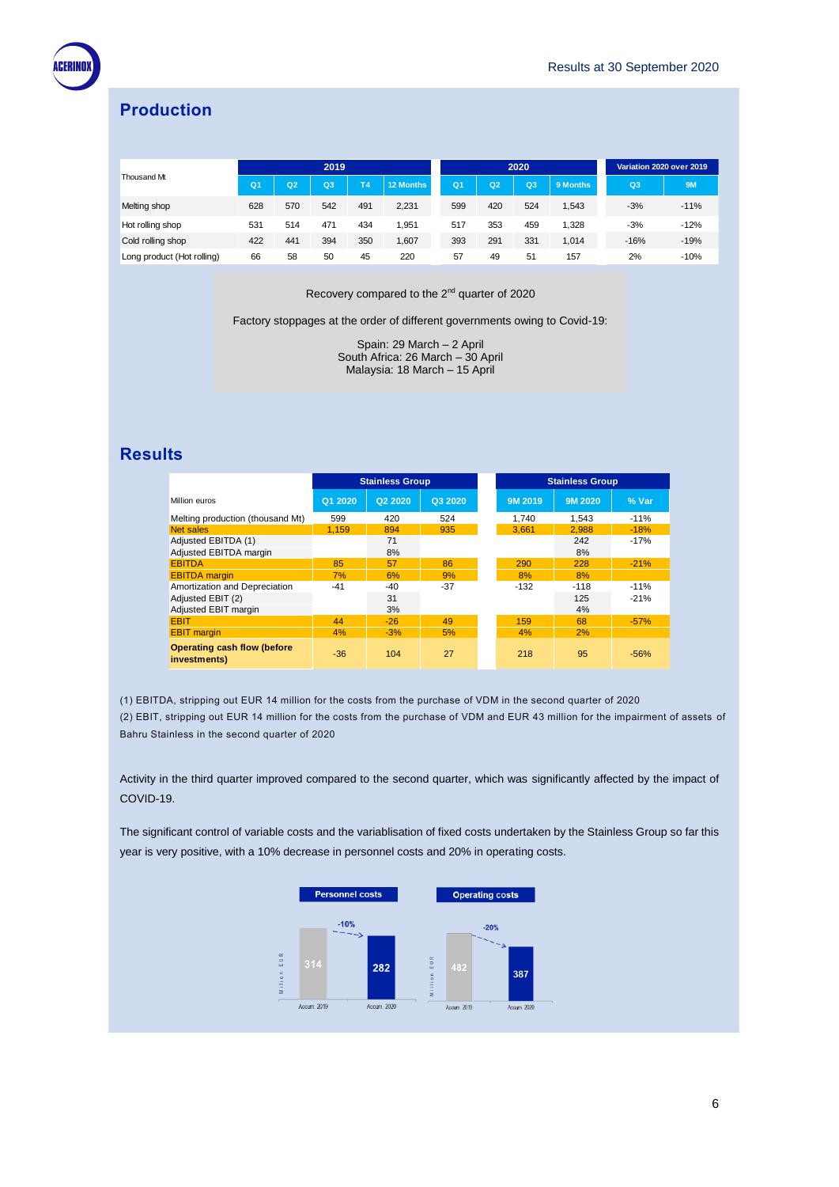## Production

| Thousand Mt | 2019 | | | | | 2020 | | | | Variation 2020 over 2019 | |
|---|---|---|---|---|---|---|---|---|---|---|---|
| | Q1 | Q2 | Q3 | T4 | 12 Months | Q1 | Q2 | Q3 | 9 Months | Q3 | 9M |
| Melting shop | 628 | 570 | 542 | 491 | 2,231 | 599 | 420 | 524 | 1,543 | -3% | -11% |
| Hot rolling shop | 531 | 514 | 471 | 434 | 1,951 | 517 | 353 | 459 | 1,328 | -3% | -12% |
| Cold rolling shop | 422 | 441 | 394 | 350 | 1,607 | 393 | 291 | 331 | 1,014 | -16% | -19% |
| Long product (Hot rolling) | 66 | 58 | 50 | 45 | 220 | 57 | 49 | 51 | 157 | 2% | -10% |

Recovery compared to the 2nd quarter of 2020

Factory stoppages at the order of different governments owing to Covid-19:

Spain: 29 March – 2 April
South Africa: 26 March – 30 April
Malaysia: 18 March – 15 April

## Results

| Million euros | Stainless Group | | | Stainless Group | | |
|---|---|---|---|---|---|---|
| | Q1 2020 | Q2 2020 | Q3 2020 | 9M 2019 | 9M 2020 | % Var |
| Melting production (thousand Mt) | 599 | 420 | 524 | 1,740 | 1,543 | -11% |
| Net sales | 1,159 | 894 | 935 | 3,661 | 2,988 | -18% |
| Adjusted EBITDA (1) | | 71 | | | 242 | -17% |
| Adjusted EBITDA margin | | 8% | | | 8% | |
| EBITDA | 85 | 57 | 86 | 290 | 228 | -21% |
| EBITDA margin | 7% | 6% | 9% | 8% | 8% | |
| Amortization and Depreciation | -41 | -40 | -37 | -132 | -118 | -11% |
| Adjusted EBIT (2) | | 31 | | | 125 | -21% |
| Adjusted EBIT margin | | 3% | | | 4% | |
| EBIT | 44 | -26 | 49 | 159 | 68 | -57% |
| EBIT margin | 4% | -3% | 5% | 4% | 2% | |
| **Operating cash flow (before investments)** | -36 | 104 | 27 | 218 | 95 | -56% |

(1) EBITDA, stripping out EUR 14 million for the costs from the purchase of VDM in the second quarter of 2020

(2) EBIT, stripping out EUR 14 million for the costs from the purchase of VDM and EUR 43 million for the impairment of assets of Bahru Stainless in the second quarter of 2020

Activity in the third quarter improved compared to the second quarter, which was significantly affected by the impact of COVID-19.

The significant control of variable costs and the variablisation of fixed costs undertaken by the Stainless Group so far this year is very positive, with a 10% decrease in personnel costs and 20% in operating costs.

Personnel costs
Million EUR
-10%
314
282
Accum. 2019
Accum. 2020

Operating costs
Million EUR
-20%
482
387
Accum. 2019
Accum. 2020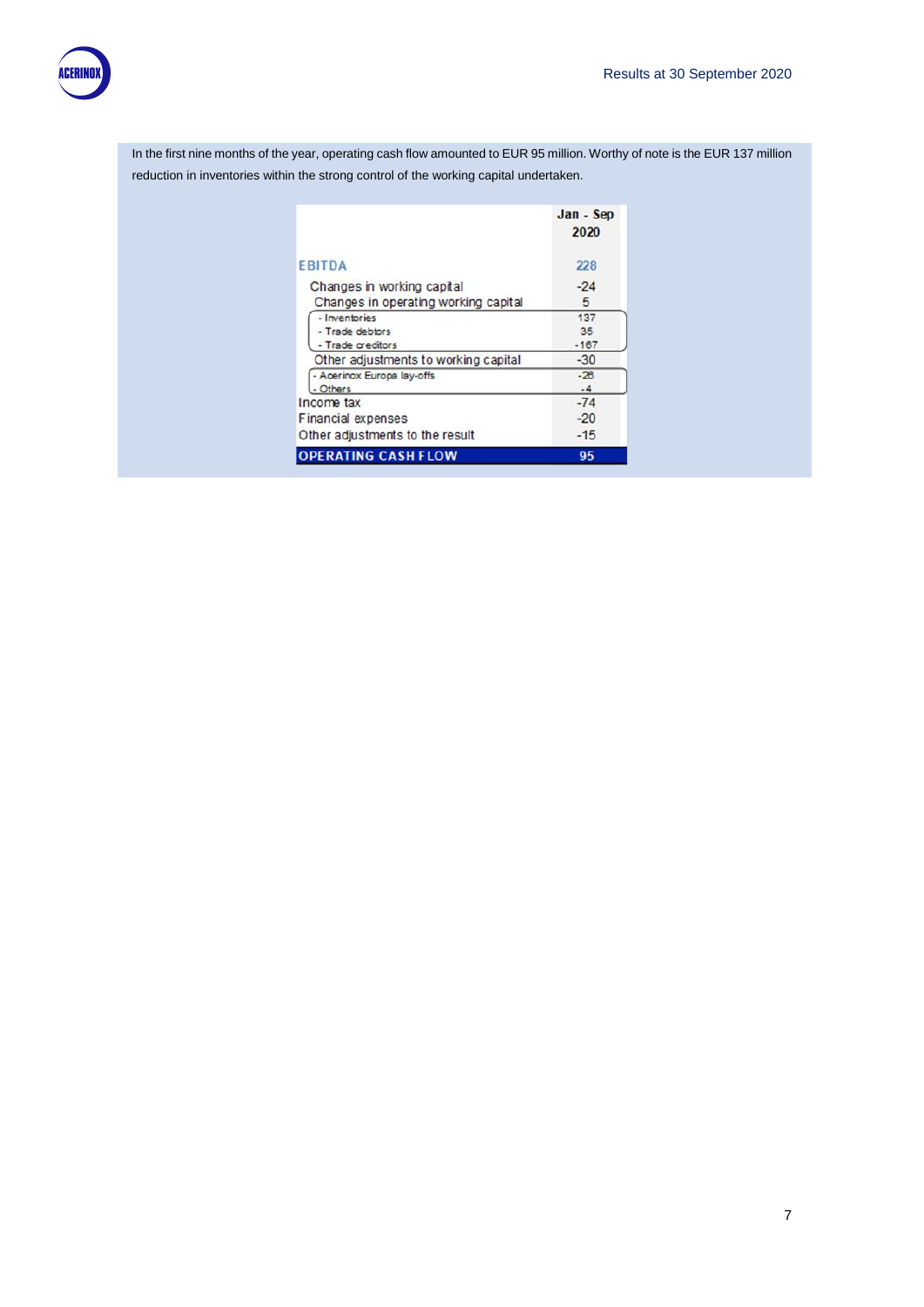In the first nine months of the year, operating cash flow amounted to EUR 95 million. Worthy of note is the EUR 137 million reduction in inventories within the strong control of the working capital undertaken.

| | Jan - Sep 2020 |
|---|---|
| EBITDA | 228 |
| Changes in working capital | -24 |
| Changes in operating working capital | 5 |
| - Inventories | 137 |
| - Trade debtors | 35 |
| - Trade creditors | -167 |
| Other adjustments to working capital | -30 |
| - Acerinox Europa lay-offs | -26 |
| - Others | -4 |
| Income tax | -74 |
| Financial expenses | -20 |
| Other adjustments to the result | -15 |
| **OPERATING CASH FLOW** | **95** |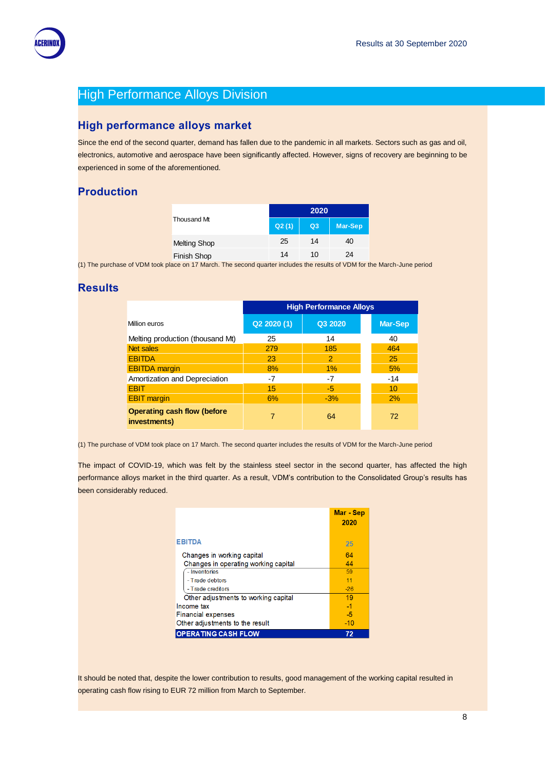# High Performance Alloys Division

## High performance alloys market

Since the end of the second quarter, demand has fallen due to the pandemic in all markets. Sectors such as gas and oil, electronics, automotive and aerospace have been significantly affected. However, signs of recovery are beginning to be experienced in some of the aforementioned.

## Production

| Thousand Mt | 2020 | | |
|---|---|---|---|
| | Q2 (1) | Q3 | Mar-Sep |
| Melting Shop | 25 | 14 | 40 |
| Finish Shop | 14 | 10 | 24 |

(1) The purchase of VDM took place on 17 March. The second quarter includes the results of VDM for the March-June period

## Results

| Million euros | High Performance Alloys | | |
|---|---|---|---|
| | Q2 2020 (1) | Q3 2020 | Mar-Sep |
| Melting production (thousand Mt) | 25 | 14 | 40 |
| Net sales | 279 | 185 | 464 |
| EBITDA | 23 | 2 | 25 |
| EBITDA margin | 8% | 1% | 5% |
| Amortization and Depreciation | -7 | -7 | -14 |
| EBIT | 15 | -5 | 10 |
| EBIT margin | 6% | -3% | 2% |
| **Operating cash flow (before investments)** | 7 | 64 | 72 |

(1) The purchase of VDM took place on 17 March. The second quarter includes the results of VDM for the March-June period

The impact of COVID-19, which was felt by the stainless steel sector in the second quarter, has affected the high performance alloys market in the third quarter. As a result, VDM's contribution to the Consolidated Group's results has been considerably reduced.

| | Mar - Sep 2020 |
|---|---|
| **EBITDA** | 25 |
| Changes in working capital | 64 |
| Changes in operating working capital | 44 |
| - Inventories | 59 |
| - Trade debtors | 11 |
| - Trade creditors | -26 |
| Other adjustments to working capital | 19 |
| Income tax | -1 |
| Financial expenses | -5 |
| Other adjustments to the result | -10 |
| **OPERATING CASH FLOW** | **72** |

It should be noted that, despite the lower contribution to results, good management of the working capital resulted in operating cash flow rising to EUR 72 million from March to September.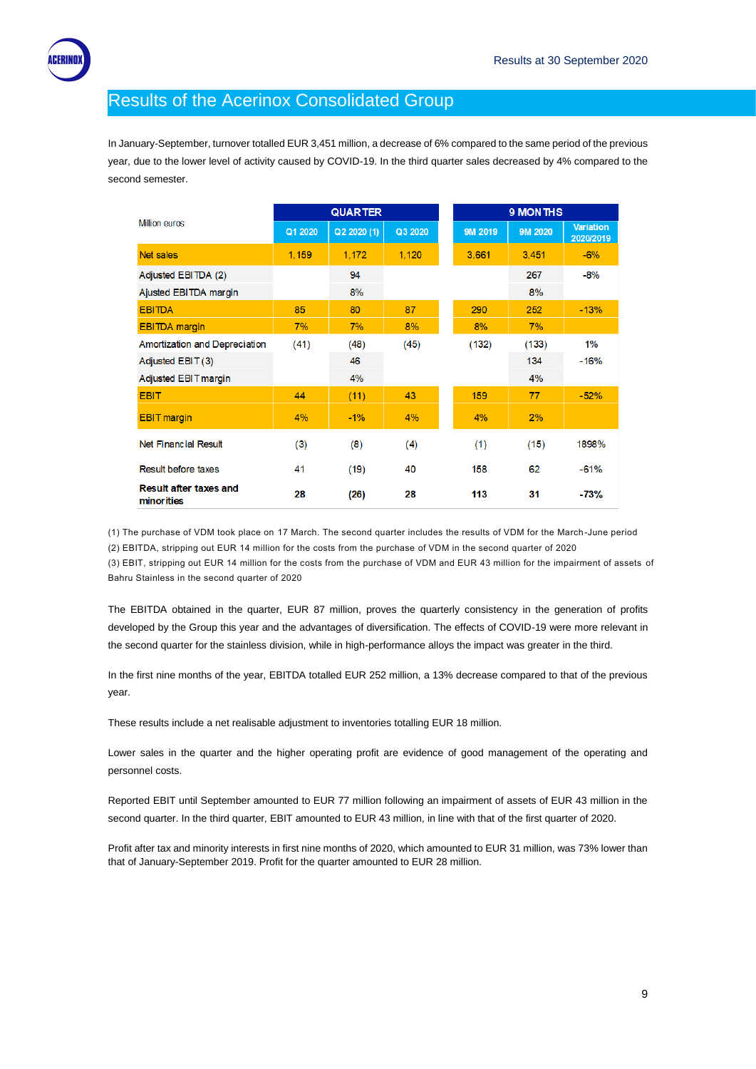# Results of the Acerinox Consolidated Group

In January-September, turnover totalled EUR 3,451 million, a decrease of 6% compared to the same period of the previous year, due to the lower level of activity caused by COVID-19. In the third quarter sales decreased by 4% compared to the second semester.

| Million euros | QUARTER | | | 9 MONTHS | | |
|---|---|---|---|---|---|---|
| | Q1 2020 | Q2 2020 (1) | Q3 2020 | 9M 2019 | 9M 2020 | Variation 2020/2019 |
| Net sales | 1,159 | 1,172 | 1,120 | 3,661 | 3,451 | -6% |
| Adjusted EBITDA (2) | | 94 | | | 267 | -8% |
| Ajusted EBITDA margin | | 8% | | | 8% | |
| EBITDA | 85 | 80 | 87 | 290 | 252 | -13% |
| EBITDA margin | 7% | 7% | 8% | 8% | 7% | |
| Amortization and Depreciation | (41) | (48) | (45) | (132) | (133) | 1% |
| Adjusted EBIT (3) | | 46 | | | 134 | -16% |
| Adjusted EBIT margin | | 4% | | | 4% | |
| EBIT | 44 | (11) | 43 | 159 | 77 | -52% |
| EBIT margin | 4% | -1% | 4% | 4% | 2% | |
| Net Financial Result | (3) | (8) | (4) | (1) | (15) | 1898% |
| Result before taxes | 41 | (19) | 40 | 158 | 62 | -61% |
| **Result after taxes and minorities** | **28** | **(26)** | **28** | **113** | **31** | **-73%** |

(1) The purchase of VDM took place on 17 March. The second quarter includes the results of VDM for the March-June period

(2) EBITDA, stripping out EUR 14 million for the costs from the purchase of VDM in the second quarter of 2020

(3) EBIT, stripping out EUR 14 million for the costs from the purchase of VDM and EUR 43 million for the impairment of assets of Bahru Stainless in the second quarter of 2020

The EBITDA obtained in the quarter, EUR 87 million, proves the quarterly consistency in the generation of profits developed by the Group this year and the advantages of diversification. The effects of COVID-19 were more relevant in the second quarter for the stainless division, while in high-performance alloys the impact was greater in the third.

In the first nine months of the year, EBITDA totalled EUR 252 million, a 13% decrease compared to that of the previous year.

These results include a net realisable adjustment to inventories totalling EUR 18 million.

Lower sales in the quarter and the higher operating profit are evidence of good management of the operating and personnel costs.

Reported EBIT until September amounted to EUR 77 million following an impairment of assets of EUR 43 million in the second quarter. In the third quarter, EBIT amounted to EUR 43 million, in line with that of the first quarter of 2020.

Profit after tax and minority interests in first nine months of 2020, which amounted to EUR 31 million, was 73% lower than that of January-September 2019. Profit for the quarter amounted to EUR 28 million.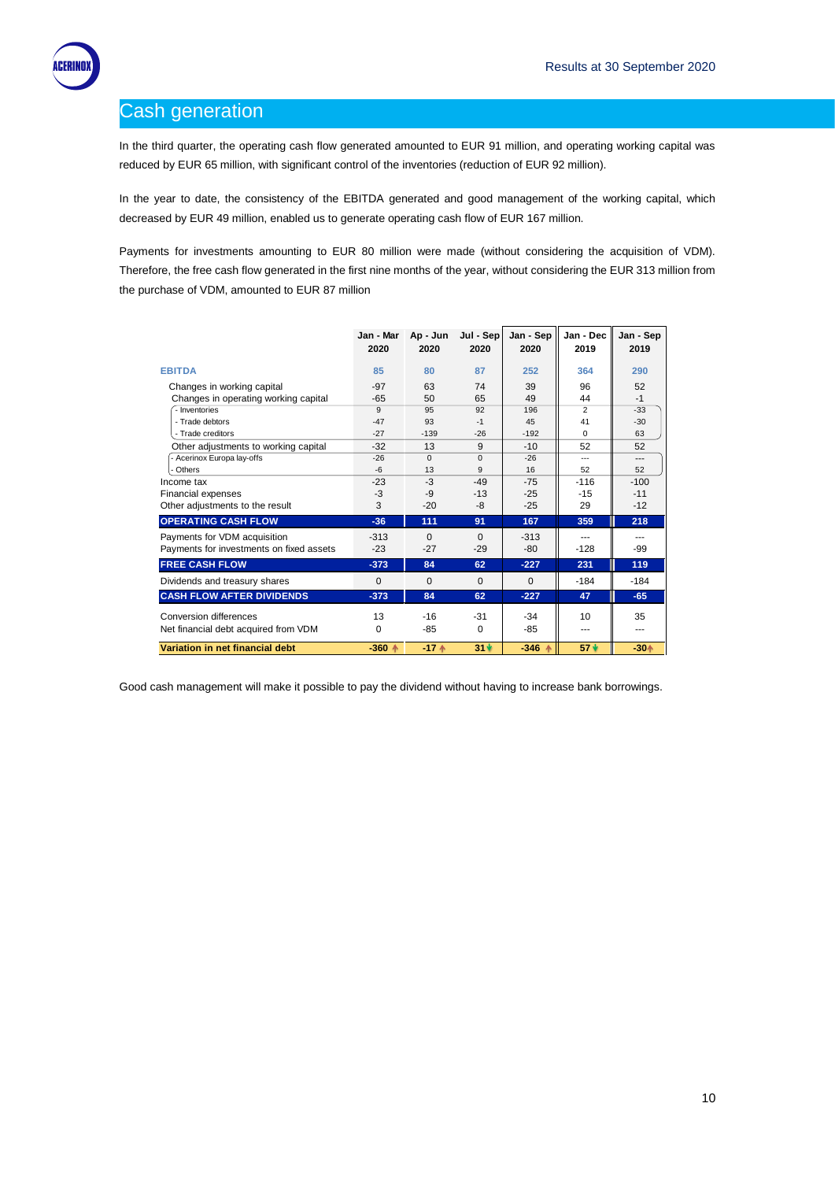## Cash generation

In the third quarter, the operating cash flow generated amounted to EUR 91 million, and operating working capital was reduced by EUR 65 million, with significant control of the inventories (reduction of EUR 92 million).

In the year to date, the consistency of the EBITDA generated and good management of the working capital, which decreased by EUR 49 million, enabled us to generate operating cash flow of EUR 167 million.

Payments for investments amounting to EUR 80 million were made (without considering the acquisition of VDM). Therefore, the free cash flow generated in the first nine months of the year, without considering the EUR 313 million from the purchase of VDM, amounted to EUR 87 million

| | Jan - Mar 2020 | Ap - Jun 2020 | Jul - Sep 2020 | Jan - Sep 2020 | Jan - Dec 2019 | Jan - Sep 2019 |
|---|---|---|---|---|---|---|
| **EBITDA** | 85 | 80 | 87 | 252 | 364 | 290 |
| Changes in working capital | -97 | 63 | 74 | 39 | 96 | 52 |
| Changes in operating working capital | -65 | 50 | 65 | 49 | 44 | -1 |
| - Inventories | 9 | 95 | 92 | 196 | 2 | -33 |
| - Trade debtors | -47 | 93 | -1 | 45 | 41 | -30 |
| - Trade creditors | -27 | -139 | -26 | -192 | 0 | 63 |
| Other adjustments to working capital | -32 | 13 | 9 | -10 | 52 | 52 |
| - Acerinox Europa lay-offs | -26 | 0 | 0 | -26 | --- | --- |
| - Others | -6 | 13 | 9 | 16 | 52 | 52 |
| Income tax | -23 | -3 | -49 | -75 | -116 | -100 |
| Financial expenses | -3 | -9 | -13 | -25 | -15 | -11 |
| Other adjustments to the result | 3 | -20 | -8 | -25 | 29 | -12 |
| **OPERATING CASH FLOW** | **-36** | **111** | **91** | **167** | **359** | **218** |
| Payments for VDM acquisition | -313 | 0 | 0 | -313 | --- | --- |
| Payments for investments on fixed assets | -23 | -27 | -29 | -80 | -128 | -99 |
| **FREE CASH FLOW** | **-373** | **84** | **62** | **-227** | **231** | **119** |
| Dividends and treasury shares | 0 | 0 | 0 | 0 | -184 | -184 |
| **CASH FLOW AFTER DIVIDENDS** | **-373** | **84** | **62** | **-227** | **47** | **-65** |
| Conversion differences | 13 | -16 | -31 | -34 | 10 | 35 |
| Net financial debt acquired from VDM | 0 | -85 | 0 | -85 | --- | --- |
| **Variation in net financial debt** | **-360** ↑ | **-17** ↑ | **31** ↓ | **-346** ↑ | **57** ↓ | **-30** ↑ |

Good cash management will make it possible to pay the dividend without having to increase bank borrowings.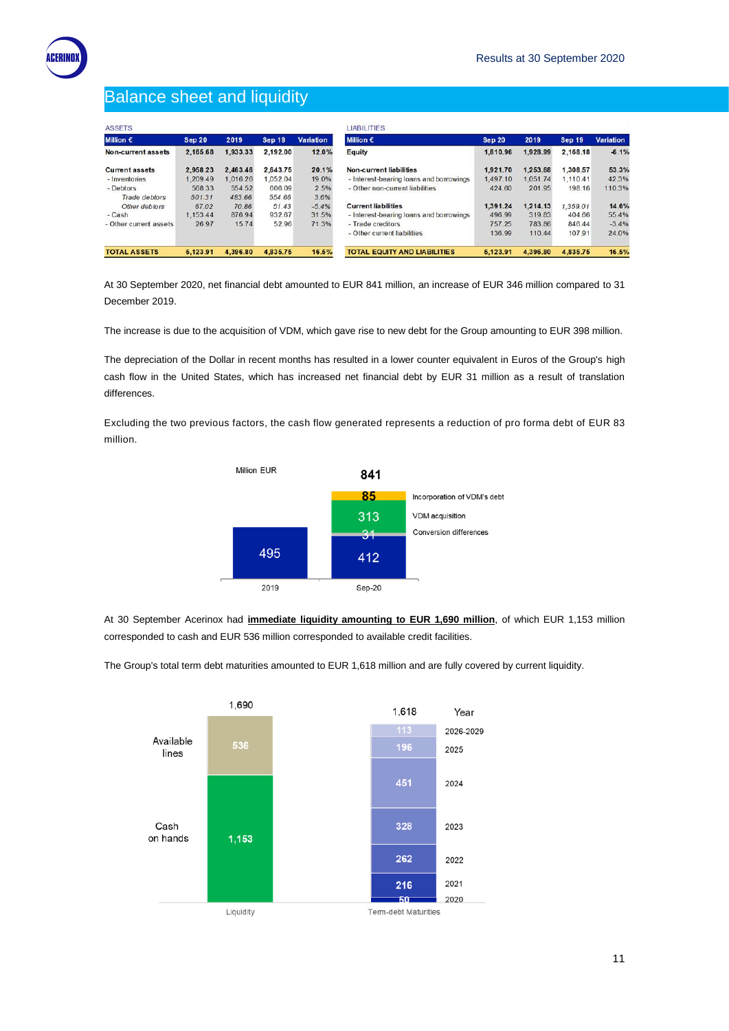# Balance sheet and liquidity

ASSETS

| Million € | Sep 20 | 2019 | Sep 19 | Variation |
|---|---|---|---|---|
| Non-current assets | 2,165.68 | 1,933.33 | 2,192.00 | 12.0% |
| Current assets | 2,958.23 | 2,463.46 | 2,643.75 | 20.1% |
| - Inventories | 1,209.49 | 1,016.26 | 1,052.04 | 19.0% |
| - Debtors | 568.33 | 554.52 | 606.09 | 2.5% |
| *Trade debtors* | *501.31* | *483.66* | *554.66* | *3.6%* |
| *Other debtors* | *67.02* | *70.86* | *51.43* | *-5.4%* |
| - Cash | 1,153.44 | 876.94 | 932.67 | 31.5% |
| - Other current assets | 26.97 | 15.74 | 52.96 | 71.3% |
| TOTAL ASSETS | 5,123.91 | 4,396.80 | 4,835.75 | 16.5% |

LIABILITIES

| Million € | Sep 20 | 2019 | Sep 19 | Variation |
|---|---|---|---|---|
| Equity | 1,810.96 | 1,928.99 | 2,168.18 | -6.1% |
| Non-current liabilities | 1,921.70 | 1,253.68 | 1,308.57 | 53.3% |
| - Interest-bearing loans and borrowings | 1,497.10 | 1,051.74 | 1,110.41 | 42.3% |
| - Other non-current liabilities | 424.60 | 201.95 | 198.16 | 110.3% |
| Current liabilities | 1,391.24 | 1,214.13 | 1,359.01 | 14.6% |
| - Interest-bearing loans and borrowings | 496.99 | 319.83 | 404.66 | 55.4% |
| - Trade creditors | 757.25 | 783.86 | 846.44 | -3.4% |
| - Other current liabilities | 136.99 | 110.44 | 107.91 | 24.0% |
| TOTAL EQUITY AND LIABILITIES | 5,123.91 | 4,396.80 | 4,835.75 | 16.5% |

At 30 September 2020, net financial debt amounted to EUR 841 million, an increase of EUR 346 million compared to 31 December 2019.

The increase is due to the acquisition of VDM, which gave rise to new debt for the Group amounting to EUR 398 million.

The depreciation of the Dollar in recent months has resulted in a lower counter equivalent in Euros of the Group's high cash flow in the United States, which has increased net financial debt by EUR 31 million as a result of translation differences.

Excluding the two previous factors, the cash flow generated represents a reduction of pro forma debt of EUR 83 million.

Million EUR
841
495
85 Incorporation of VDM's debt
313 VDM acquisition
31 Conversion differences
412
2019
Sep-20

At 30 September Acerinox had **immediate liquidity amounting to EUR 1,690 million**, of which EUR 1,153 million corresponded to cash and EUR 536 million corresponded to available credit facilities.

The Group's total term debt maturities amounted to EUR 1,618 million and are fully covered by current liquidity.

1,690
Available lines 536
Cash on hands 1,153
Liquidity

1,618
Year
113 2026-2029
196 2025
451 2024
328 2023
262 2022
216 2021
50 2020
Term-debt Maturities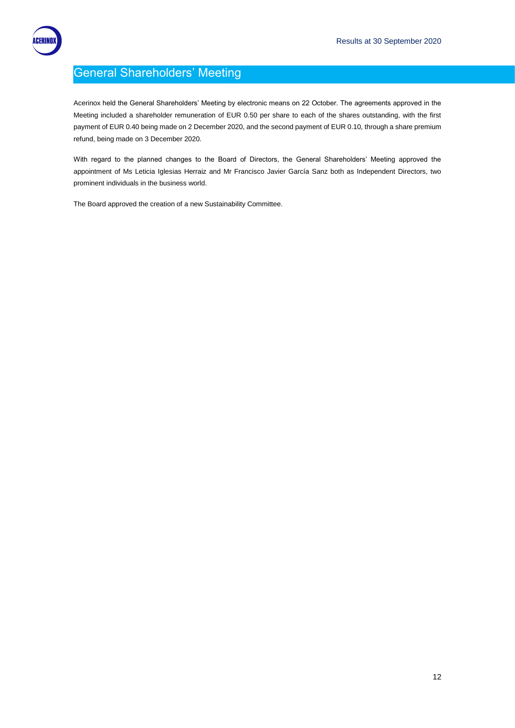# General Shareholders' Meeting

Acerinox held the General Shareholders' Meeting by electronic means on 22 October. The agreements approved in the Meeting included a shareholder remuneration of EUR 0.50 per share to each of the shares outstanding, with the first payment of EUR 0.40 being made on 2 December 2020, and the second payment of EUR 0.10, through a share premium refund, being made on 3 December 2020.

With regard to the planned changes to the Board of Directors, the General Shareholders' Meeting approved the appointment of Ms Leticia Iglesias Herraiz and Mr Francisco Javier García Sanz both as Independent Directors, two prominent individuals in the business world.

The Board approved the creation of a new Sustainability Committee.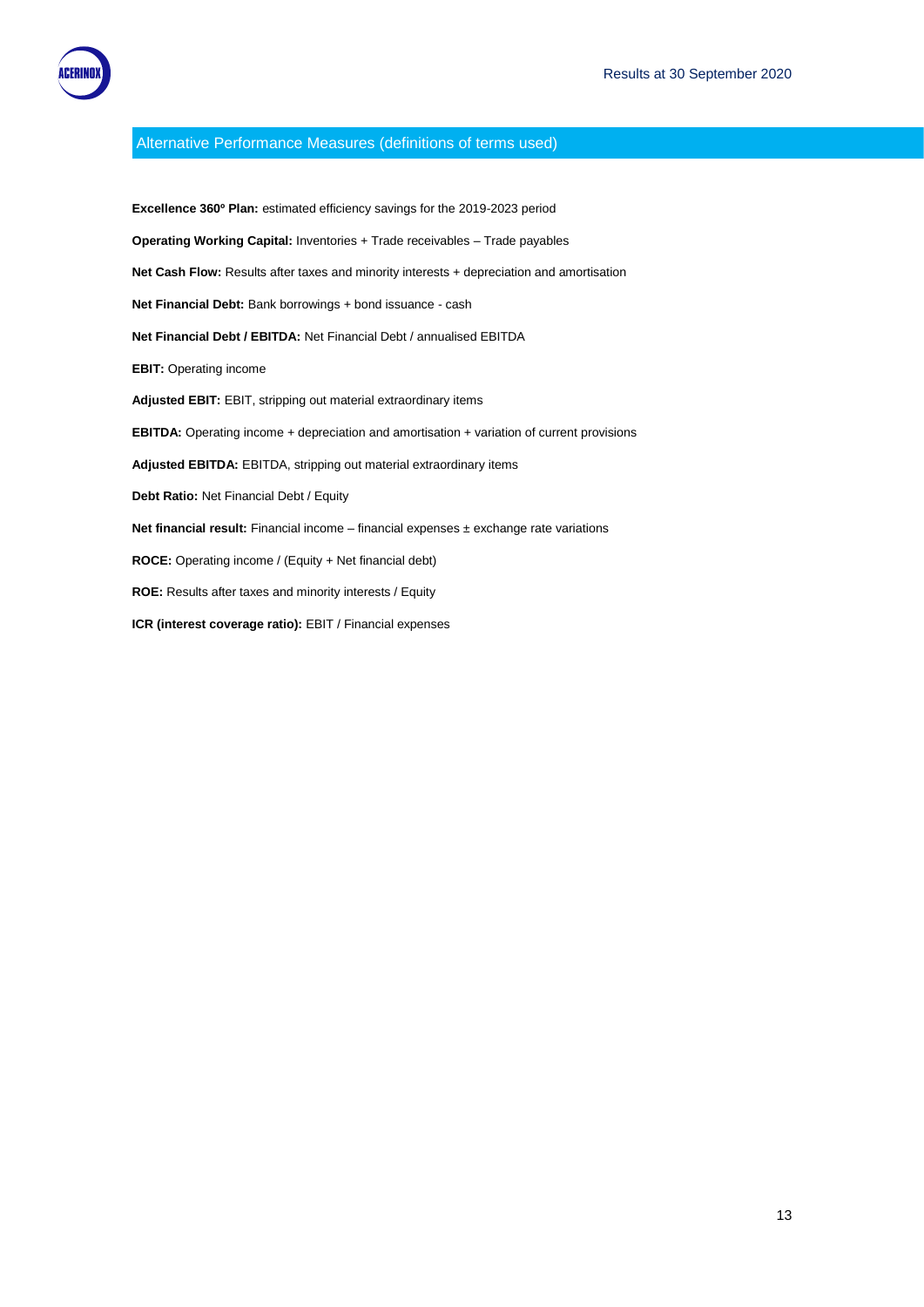## Alternative Performance Measures (definitions of terms used)

**Excellence 360º Plan:** estimated efficiency savings for the 2019-2023 period

**Operating Working Capital:** Inventories + Trade receivables – Trade payables

**Net Cash Flow:** Results after taxes and minority interests + depreciation and amortisation

**Net Financial Debt:** Bank borrowings + bond issuance - cash

**Net Financial Debt / EBITDA:** Net Financial Debt / annualised EBITDA

**EBIT:** Operating income

**Adjusted EBIT:** EBIT, stripping out material extraordinary items

**EBITDA:** Operating income + depreciation and amortisation + variation of current provisions

**Adjusted EBITDA:** EBITDA, stripping out material extraordinary items

**Debt Ratio:** Net Financial Debt / Equity

**Net financial result:** Financial income – financial expenses ± exchange rate variations

**ROCE:** Operating income / (Equity + Net financial debt)

**ROE:** Results after taxes and minority interests / Equity

**ICR (interest coverage ratio):** EBIT / Financial expenses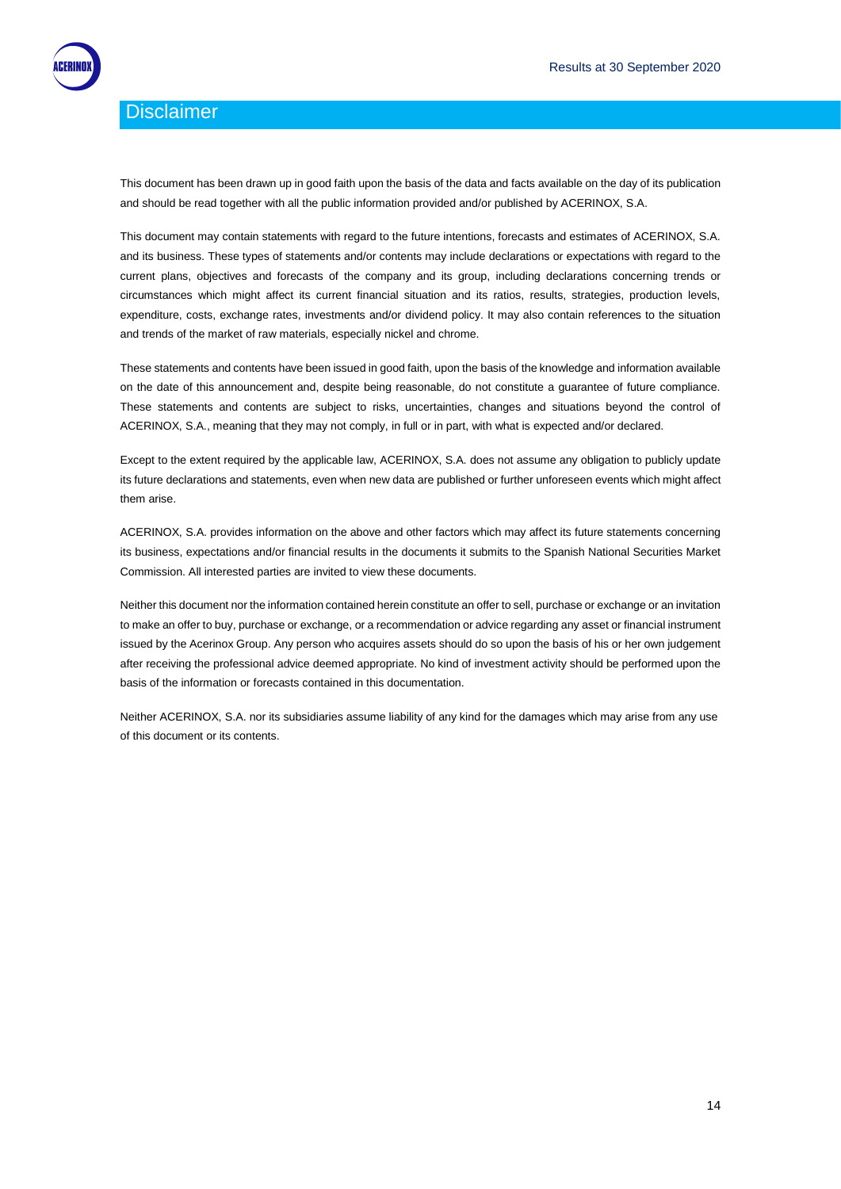# Disclaimer

This document has been drawn up in good faith upon the basis of the data and facts available on the day of its publication and should be read together with all the public information provided and/or published by ACERINOX, S.A.

This document may contain statements with regard to the future intentions, forecasts and estimates of ACERINOX, S.A. and its business. These types of statements and/or contents may include declarations or expectations with regard to the current plans, objectives and forecasts of the company and its group, including declarations concerning trends or circumstances which might affect its current financial situation and its ratios, results, strategies, production levels, expenditure, costs, exchange rates, investments and/or dividend policy. It may also contain references to the situation and trends of the market of raw materials, especially nickel and chrome.

These statements and contents have been issued in good faith, upon the basis of the knowledge and information available on the date of this announcement and, despite being reasonable, do not constitute a guarantee of future compliance. These statements and contents are subject to risks, uncertainties, changes and situations beyond the control of ACERINOX, S.A., meaning that they may not comply, in full or in part, with what is expected and/or declared.

Except to the extent required by the applicable law, ACERINOX, S.A. does not assume any obligation to publicly update its future declarations and statements, even when new data are published or further unforeseen events which might affect them arise.

ACERINOX, S.A. provides information on the above and other factors which may affect its future statements concerning its business, expectations and/or financial results in the documents it submits to the Spanish National Securities Market Commission. All interested parties are invited to view these documents.

Neither this document nor the information contained herein constitute an offer to sell, purchase or exchange or an invitation to make an offer to buy, purchase or exchange, or a recommendation or advice regarding any asset or financial instrument issued by the Acerinox Group. Any person who acquires assets should do so upon the basis of his or her own judgement after receiving the professional advice deemed appropriate. No kind of investment activity should be performed upon the basis of the information or forecasts contained in this documentation.

Neither ACERINOX, S.A. nor its subsidiaries assume liability of any kind for the damages which may arise from any use of this document or its contents.